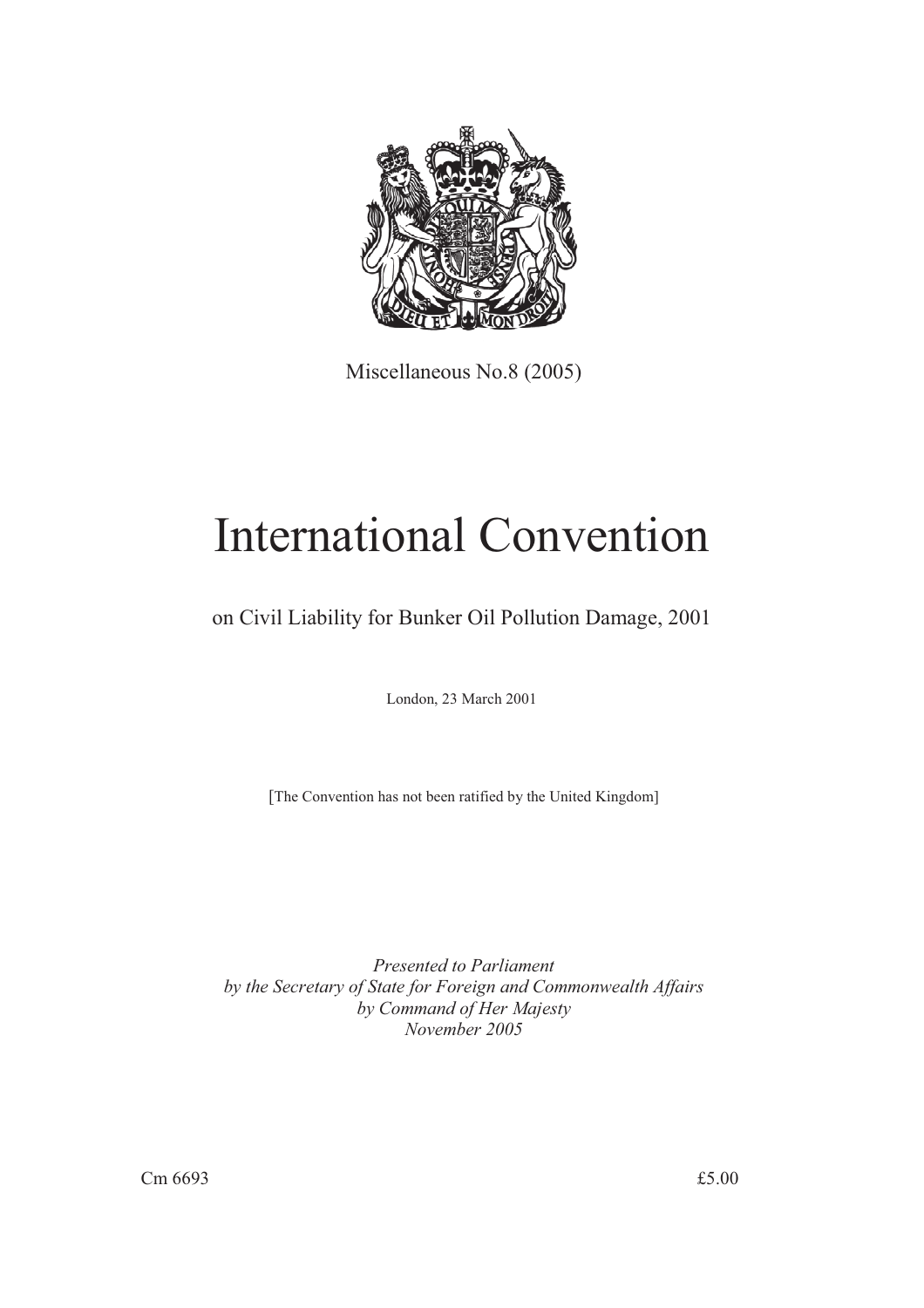Miscellaneous No.8 (2005)

# International Convention

## on Civil Liability for Bunker Oil Pollution Damage, 2001

London, 23 March 2001

[The Convention has not been ratified by the United Kingdom]

*Presented to Parliament*
*by the Secretary of State for Foreign and Commonwealth Affairs*
*by Command of Her Majesty*
*November 2005*

Cm 6693 £5.00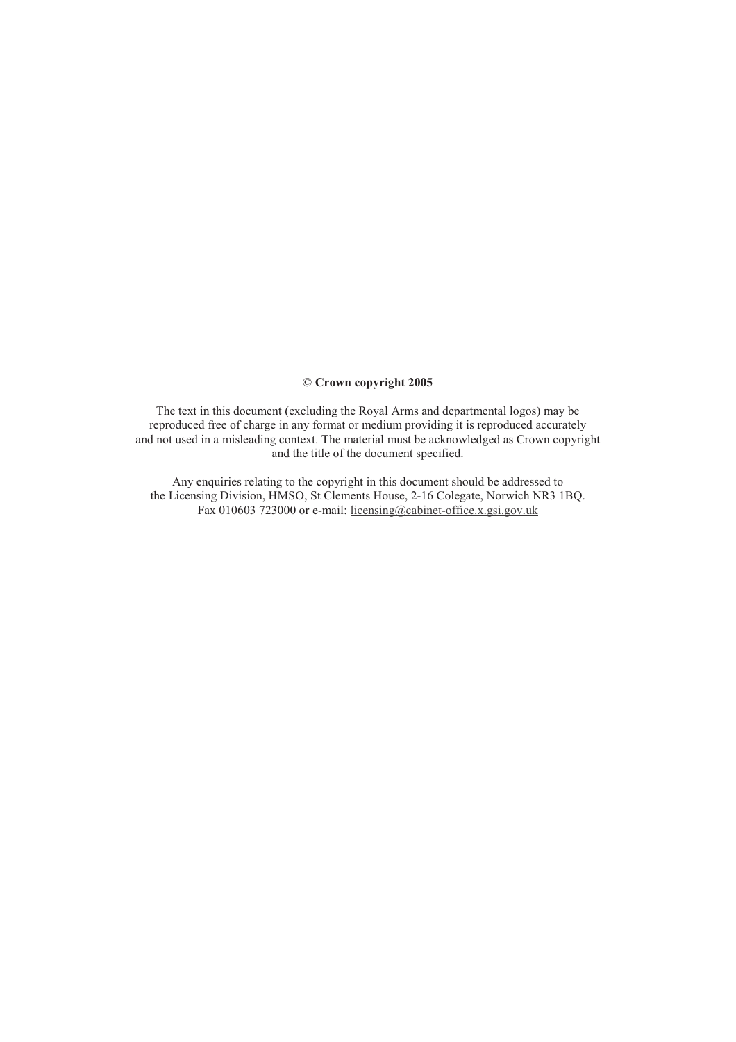© **Crown copyright 2005**

The text in this document (excluding the Royal Arms and departmental logos) may be reproduced free of charge in any format or medium providing it is reproduced accurately and not used in a misleading context. The material must be acknowledged as Crown copyright and the title of the document specified.

Any enquiries relating to the copyright in this document should be addressed to the Licensing Division, HMSO, St Clements House, 2-16 Colegate, Norwich NR3 1BQ. Fax 010603 723000 or e-mail: licensing@cabinet-office.x.gsi.gov.uk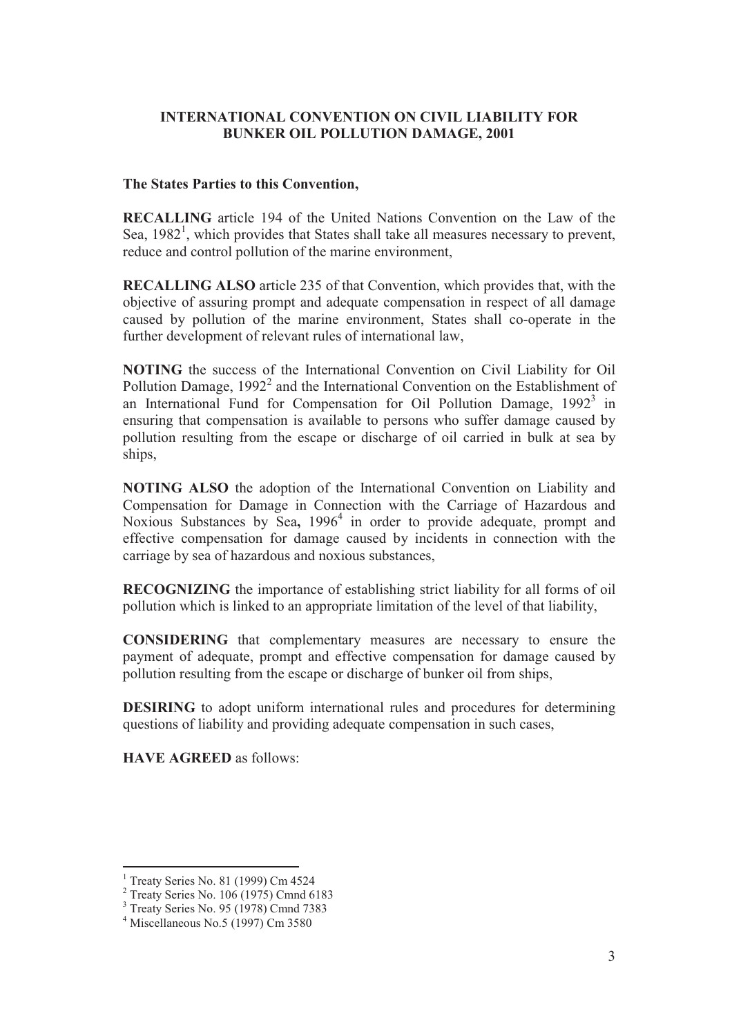# INTERNATIONAL CONVENTION ON CIVIL LIABILITY FOR BUNKER OIL POLLUTION DAMAGE, 2001

**The States Parties to this Convention,**

**RECALLING** article 194 of the United Nations Convention on the Law of the Sea, 1982[1], which provides that States shall take all measures necessary to prevent, reduce and control pollution of the marine environment,

**RECALLING ALSO** article 235 of that Convention, which provides that, with the objective of assuring prompt and adequate compensation in respect of all damage caused by pollution of the marine environment, States shall co-operate in the further development of relevant rules of international law,

**NOTING** the success of the International Convention on Civil Liability for Oil Pollution Damage, 1992[2] and the International Convention on the Establishment of an International Fund for Compensation for Oil Pollution Damage, 1992[3] in ensuring that compensation is available to persons who suffer damage caused by pollution resulting from the escape or discharge of oil carried in bulk at sea by ships,

**NOTING ALSO** the adoption of the International Convention on Liability and Compensation for Damage in Connection with the Carriage of Hazardous and Noxious Substances by Sea**,** 1996[4] in order to provide adequate, prompt and effective compensation for damage caused by incidents in connection with the carriage by sea of hazardous and noxious substances,

**RECOGNIZING** the importance of establishing strict liability for all forms of oil pollution which is linked to an appropriate limitation of the level of that liability,

**CONSIDERING** that complementary measures are necessary to ensure the payment of adequate, prompt and effective compensation for damage caused by pollution resulting from the escape or discharge of bunker oil from ships,

**DESIRING** to adopt uniform international rules and procedures for determining questions of liability and providing adequate compensation in such cases,

**HAVE AGREED** as follows:

---

[1] Treaty Series No. 81 (1999) Cm 4524
[2] Treaty Series No. 106 (1975) Cmnd 6183
[3] Treaty Series No. 95 (1978) Cmnd 7383
[4] Miscellaneous No.5 (1997) Cm 3580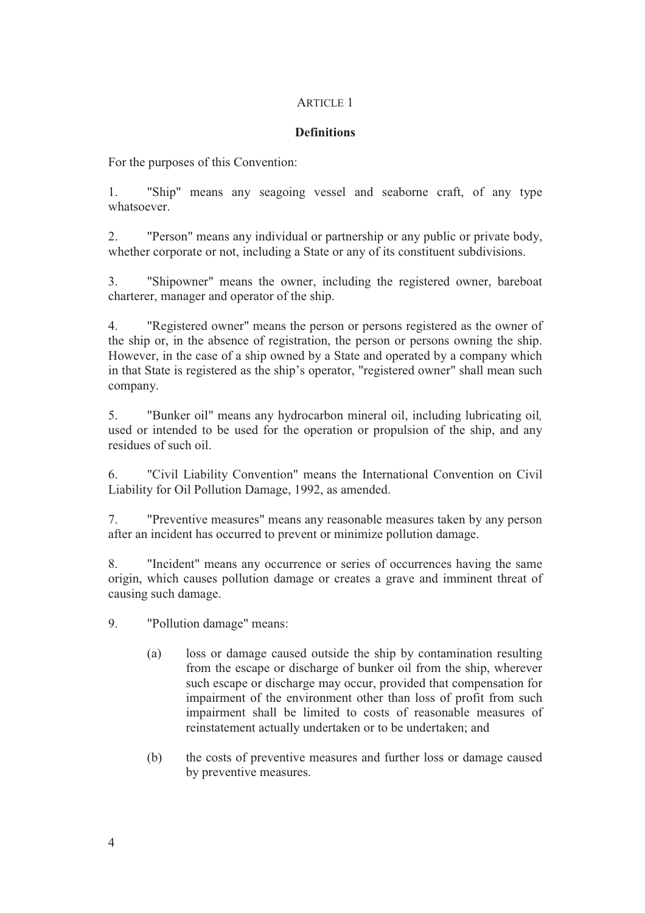## ARTICLE 1

### Definitions

For the purposes of this Convention:

1. "Ship" means any seagoing vessel and seaborne craft, of any type whatsoever.

2. "Person" means any individual or partnership or any public or private body, whether corporate or not, including a State or any of its constituent subdivisions.

3. "Shipowner" means the owner, including the registered owner, bareboat charterer, manager and operator of the ship.

4. "Registered owner" means the person or persons registered as the owner of the ship or, in the absence of registration, the person or persons owning the ship. However, in the case of a ship owned by a State and operated by a company which in that State is registered as the ship's operator, "registered owner" shall mean such company.

5. "Bunker oil" means any hydrocarbon mineral oil, including lubricating oil, used or intended to be used for the operation or propulsion of the ship, and any residues of such oil.

6. "Civil Liability Convention" means the International Convention on Civil Liability for Oil Pollution Damage, 1992, as amended.

7. "Preventive measures" means any reasonable measures taken by any person after an incident has occurred to prevent or minimize pollution damage.

8. "Incident" means any occurrence or series of occurrences having the same origin, which causes pollution damage or creates a grave and imminent threat of causing such damage.

9. "Pollution damage" means:

   (a) loss or damage caused outside the ship by contamination resulting from the escape or discharge of bunker oil from the ship, wherever such escape or discharge may occur, provided that compensation for impairment of the environment other than loss of profit from such impairment shall be limited to costs of reasonable measures of reinstatement actually undertaken or to be undertaken; and

   (b) the costs of preventive measures and further loss or damage caused by preventive measures.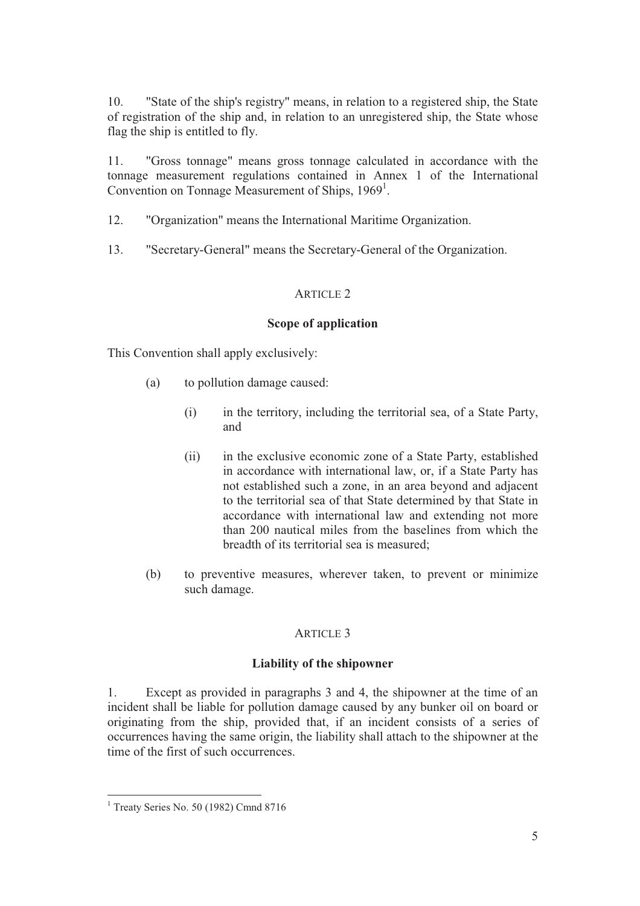10. "State of the ship's registry" means, in relation to a registered ship, the State of registration of the ship and, in relation to an unregistered ship, the State whose flag the ship is entitled to fly.

11. "Gross tonnage" means gross tonnage calculated in accordance with the tonnage measurement regulations contained in Annex 1 of the International Convention on Tonnage Measurement of Ships, 1969[1].

12. "Organization" means the International Maritime Organization.

13. "Secretary-General" means the Secretary-General of the Organization.

## ARTICLE 2

### Scope of application

This Convention shall apply exclusively:

(a) to pollution damage caused:

  (i) in the territory, including the territorial sea, of a State Party, and

  (ii) in the exclusive economic zone of a State Party, established in accordance with international law, or, if a State Party has not established such a zone, in an area beyond and adjacent to the territorial sea of that State determined by that State in accordance with international law and extending not more than 200 nautical miles from the baselines from which the breadth of its territorial sea is measured;

(b) to preventive measures, wherever taken, to prevent or minimize such damage.

## ARTICLE 3

### Liability of the shipowner

1. Except as provided in paragraphs 3 and 4, the shipowner at the time of an incident shall be liable for pollution damage caused by any bunker oil on board or originating from the ship, provided that, if an incident consists of a series of occurrences having the same origin, the liability shall attach to the shipowner at the time of the first of such occurrences.

[1] Treaty Series No. 50 (1982) Cmnd 8716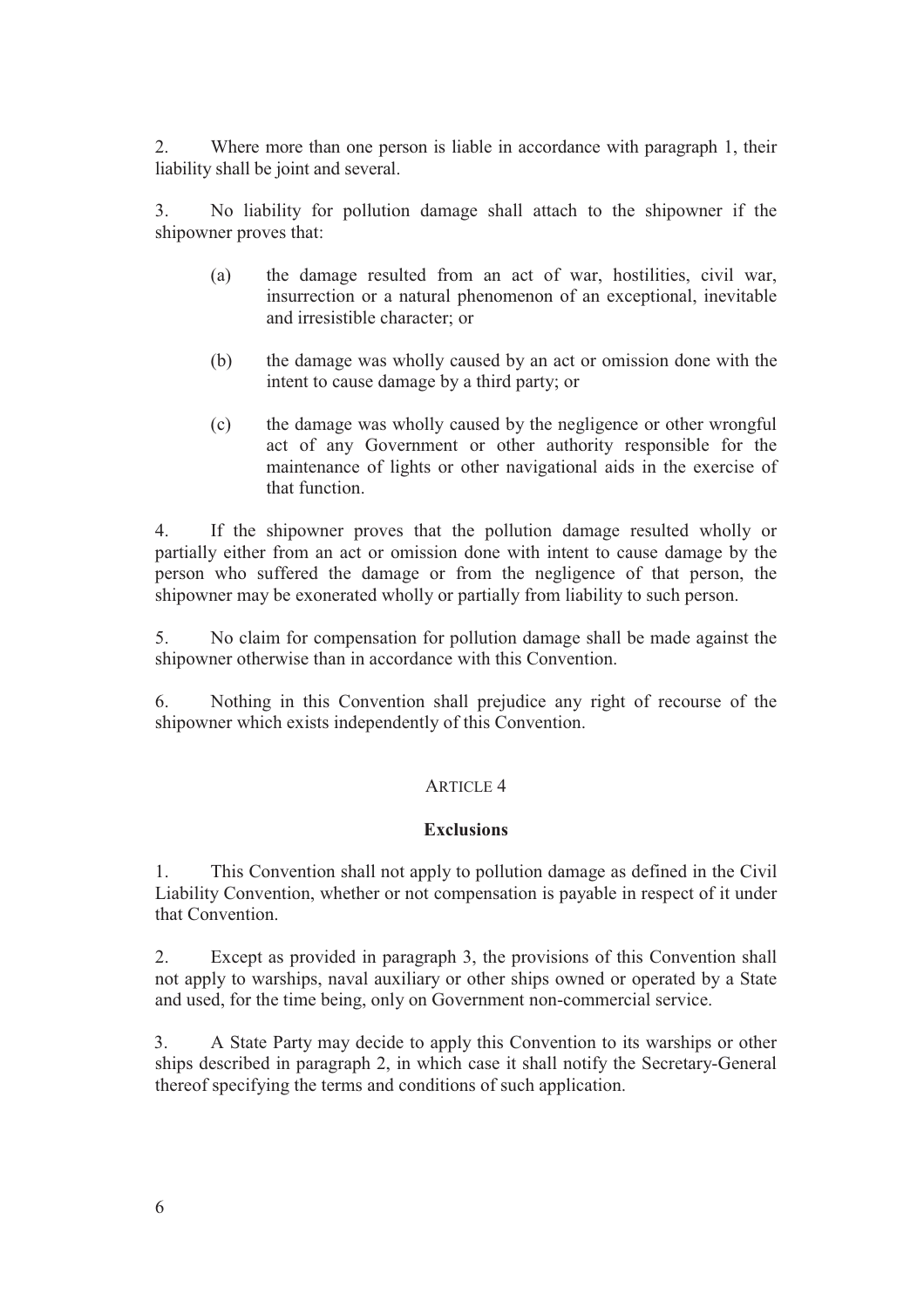2. Where more than one person is liable in accordance with paragraph 1, their liability shall be joint and several.

3. No liability for pollution damage shall attach to the shipowner if the shipowner proves that:

   (a) the damage resulted from an act of war, hostilities, civil war, insurrection or a natural phenomenon of an exceptional, inevitable and irresistible character; or

   (b) the damage was wholly caused by an act or omission done with the intent to cause damage by a third party; or

   (c) the damage was wholly caused by the negligence or other wrongful act of any Government or other authority responsible for the maintenance of lights or other navigational aids in the exercise of that function.

4. If the shipowner proves that the pollution damage resulted wholly or partially either from an act or omission done with intent to cause damage by the person who suffered the damage or from the negligence of that person, the shipowner may be exonerated wholly or partially from liability to such person.

5. No claim for compensation for pollution damage shall be made against the shipowner otherwise than in accordance with this Convention.

6. Nothing in this Convention shall prejudice any right of recourse of the shipowner which exists independently of this Convention.

## ARTICLE 4

### Exclusions

1. This Convention shall not apply to pollution damage as defined in the Civil Liability Convention, whether or not compensation is payable in respect of it under that Convention.

2. Except as provided in paragraph 3, the provisions of this Convention shall not apply to warships, naval auxiliary or other ships owned or operated by a State and used, for the time being, only on Government non-commercial service.

3. A State Party may decide to apply this Convention to its warships or other ships described in paragraph 2, in which case it shall notify the Secretary-General thereof specifying the terms and conditions of such application.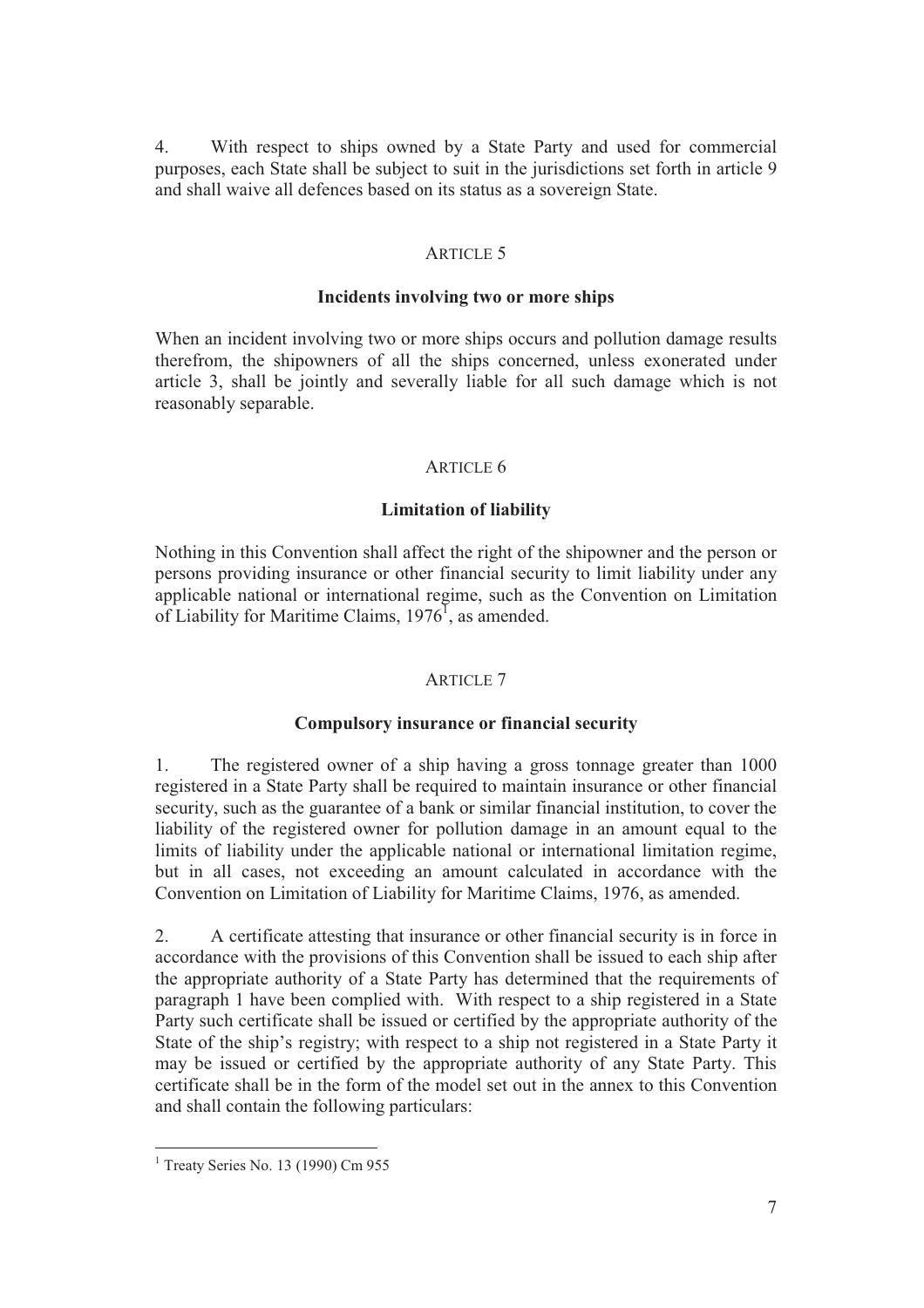4. With respect to ships owned by a State Party and used for commercial purposes, each State shall be subject to suit in the jurisdictions set forth in article 9 and shall waive all defences based on its status as a sovereign State.

## ARTICLE 5

### Incidents involving two or more ships

When an incident involving two or more ships occurs and pollution damage results therefrom, the shipowners of all the ships concerned, unless exonerated under article 3, shall be jointly and severally liable for all such damage which is not reasonably separable.

## ARTICLE 6

### Limitation of liability

Nothing in this Convention shall affect the right of the shipowner and the person or persons providing insurance or other financial security to limit liability under any applicable national or international regime, such as the Convention on Limitation of Liability for Maritime Claims, 1976[1], as amended.

## ARTICLE 7

### Compulsory insurance or financial security

1. The registered owner of a ship having a gross tonnage greater than 1000 registered in a State Party shall be required to maintain insurance or other financial security, such as the guarantee of a bank or similar financial institution, to cover the liability of the registered owner for pollution damage in an amount equal to the limits of liability under the applicable national or international limitation regime, but in all cases, not exceeding an amount calculated in accordance with the Convention on Limitation of Liability for Maritime Claims, 1976, as amended.

2. A certificate attesting that insurance or other financial security is in force in accordance with the provisions of this Convention shall be issued to each ship after the appropriate authority of a State Party has determined that the requirements of paragraph 1 have been complied with. With respect to a ship registered in a State Party such certificate shall be issued or certified by the appropriate authority of the State of the ship's registry; with respect to a ship not registered in a State Party it may be issued or certified by the appropriate authority of any State Party. This certificate shall be in the form of the model set out in the annex to this Convention and shall contain the following particulars:

---

[1] Treaty Series No. 13 (1990) Cm 955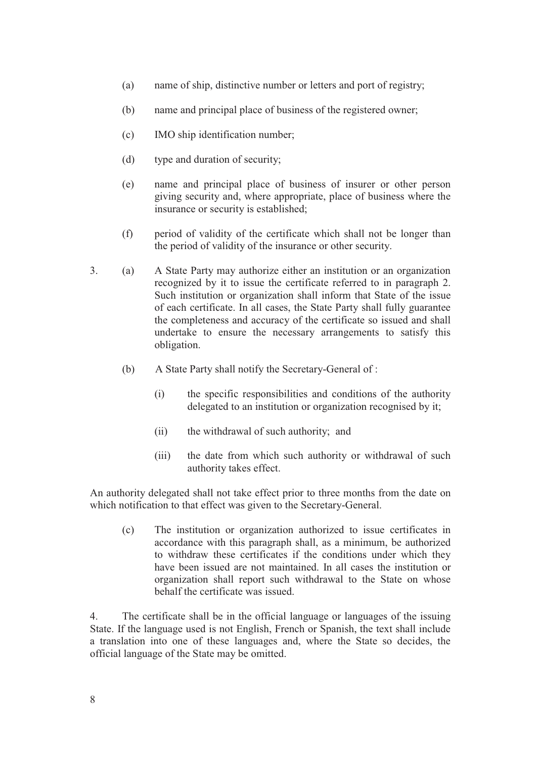(a) name of ship, distinctive number or letters and port of registry;

(b) name and principal place of business of the registered owner;

(c) IMO ship identification number;

(d) type and duration of security;

(e) name and principal place of business of insurer or other person giving security and, where appropriate, place of business where the insurance or security is established;

(f) period of validity of the certificate which shall not be longer than the period of validity of the insurance or other security.

3. (a) A State Party may authorize either an institution or an organization recognized by it to issue the certificate referred to in paragraph 2. Such institution or organization shall inform that State of the issue of each certificate. In all cases, the State Party shall fully guarantee the completeness and accuracy of the certificate so issued and shall undertake to ensure the necessary arrangements to satisfy this obligation.

(b) A State Party shall notify the Secretary-General of :

(i) the specific responsibilities and conditions of the authority delegated to an institution or organization recognised by it;

(ii) the withdrawal of such authority; and

(iii) the date from which such authority or withdrawal of such authority takes effect.

An authority delegated shall not take effect prior to three months from the date on which notification to that effect was given to the Secretary-General.

(c) The institution or organization authorized to issue certificates in accordance with this paragraph shall, as a minimum, be authorized to withdraw these certificates if the conditions under which they have been issued are not maintained. In all cases the institution or organization shall report such withdrawal to the State on whose behalf the certificate was issued.

4. The certificate shall be in the official language or languages of the issuing State. If the language used is not English, French or Spanish, the text shall include a translation into one of these languages and, where the State so decides, the official language of the State may be omitted.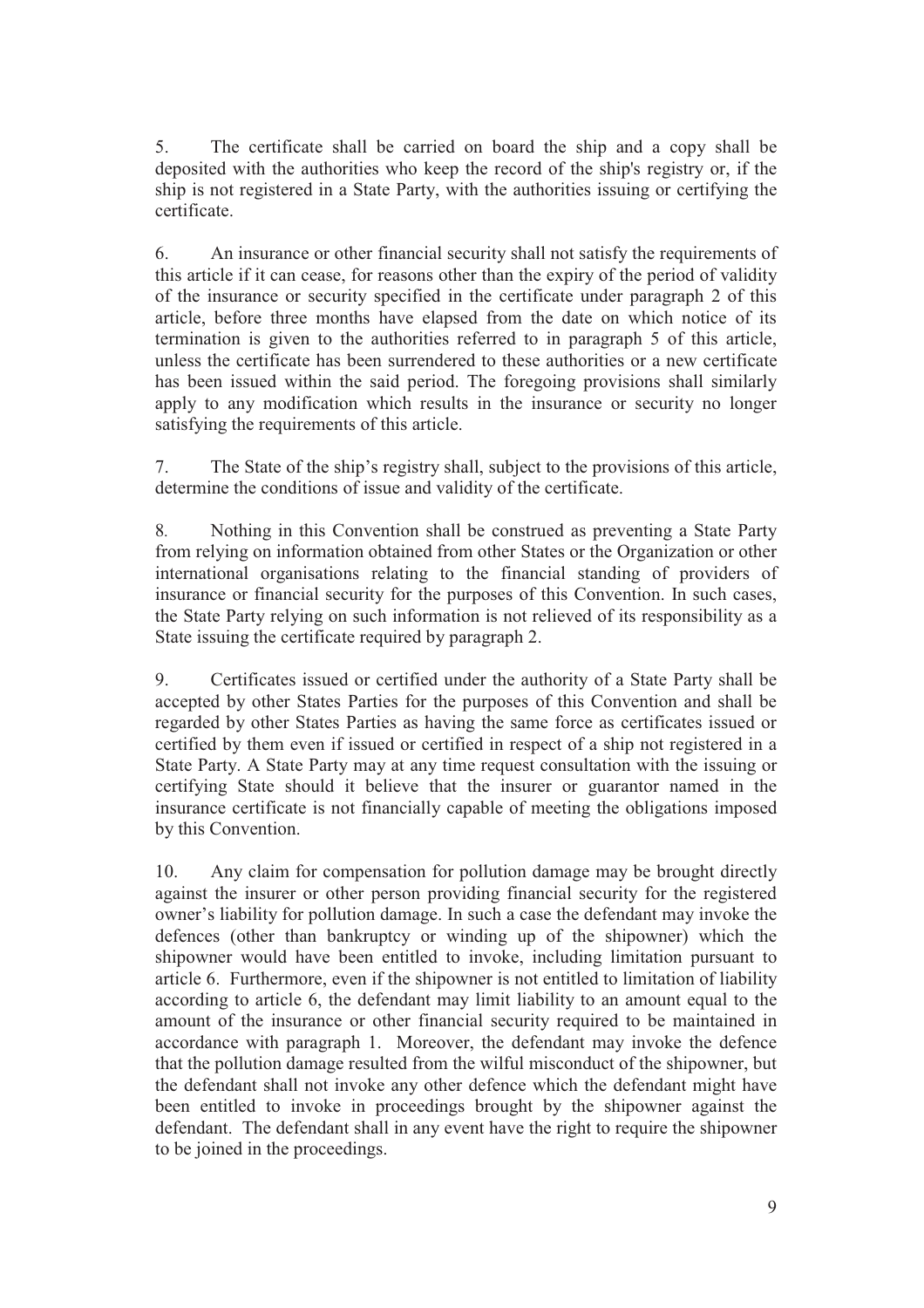5. The certificate shall be carried on board the ship and a copy shall be deposited with the authorities who keep the record of the ship's registry or, if the ship is not registered in a State Party, with the authorities issuing or certifying the certificate.

6. An insurance or other financial security shall not satisfy the requirements of this article if it can cease, for reasons other than the expiry of the period of validity of the insurance or security specified in the certificate under paragraph 2 of this article, before three months have elapsed from the date on which notice of its termination is given to the authorities referred to in paragraph 5 of this article, unless the certificate has been surrendered to these authorities or a new certificate has been issued within the said period. The foregoing provisions shall similarly apply to any modification which results in the insurance or security no longer satisfying the requirements of this article.

7. The State of the ship's registry shall, subject to the provisions of this article, determine the conditions of issue and validity of the certificate.

8. Nothing in this Convention shall be construed as preventing a State Party from relying on information obtained from other States or the Organization or other international organisations relating to the financial standing of providers of insurance or financial security for the purposes of this Convention. In such cases, the State Party relying on such information is not relieved of its responsibility as a State issuing the certificate required by paragraph 2.

9. Certificates issued or certified under the authority of a State Party shall be accepted by other States Parties for the purposes of this Convention and shall be regarded by other States Parties as having the same force as certificates issued or certified by them even if issued or certified in respect of a ship not registered in a State Party. A State Party may at any time request consultation with the issuing or certifying State should it believe that the insurer or guarantor named in the insurance certificate is not financially capable of meeting the obligations imposed by this Convention.

10. Any claim for compensation for pollution damage may be brought directly against the insurer or other person providing financial security for the registered owner's liability for pollution damage. In such a case the defendant may invoke the defences (other than bankruptcy or winding up of the shipowner) which the shipowner would have been entitled to invoke, including limitation pursuant to article 6. Furthermore, even if the shipowner is not entitled to limitation of liability according to article 6, the defendant may limit liability to an amount equal to the amount of the insurance or other financial security required to be maintained in accordance with paragraph 1. Moreover, the defendant may invoke the defence that the pollution damage resulted from the wilful misconduct of the shipowner, but the defendant shall not invoke any other defence which the defendant might have been entitled to invoke in proceedings brought by the shipowner against the defendant. The defendant shall in any event have the right to require the shipowner to be joined in the proceedings.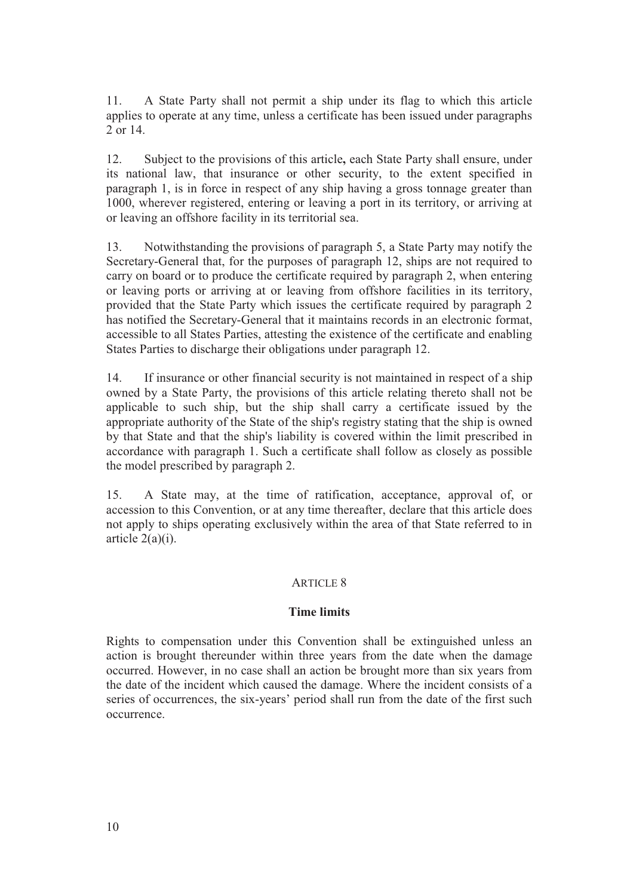11. A State Party shall not permit a ship under its flag to which this article applies to operate at any time, unless a certificate has been issued under paragraphs 2 or 14.

12. Subject to the provisions of this article**,** each State Party shall ensure, under its national law, that insurance or other security, to the extent specified in paragraph 1, is in force in respect of any ship having a gross tonnage greater than 1000, wherever registered, entering or leaving a port in its territory, or arriving at or leaving an offshore facility in its territorial sea.

13. Notwithstanding the provisions of paragraph 5, a State Party may notify the Secretary-General that, for the purposes of paragraph 12, ships are not required to carry on board or to produce the certificate required by paragraph 2, when entering or leaving ports or arriving at or leaving from offshore facilities in its territory, provided that the State Party which issues the certificate required by paragraph 2 has notified the Secretary-General that it maintains records in an electronic format, accessible to all States Parties, attesting the existence of the certificate and enabling States Parties to discharge their obligations under paragraph 12.

14. If insurance or other financial security is not maintained in respect of a ship owned by a State Party, the provisions of this article relating thereto shall not be applicable to such ship, but the ship shall carry a certificate issued by the appropriate authority of the State of the ship's registry stating that the ship is owned by that State and that the ship's liability is covered within the limit prescribed in accordance with paragraph 1. Such a certificate shall follow as closely as possible the model prescribed by paragraph 2.

15. A State may, at the time of ratification, acceptance, approval of, or accession to this Convention, or at any time thereafter, declare that this article does not apply to ships operating exclusively within the area of that State referred to in article 2(a)(i).

## ARTICLE 8

### Time limits

Rights to compensation under this Convention shall be extinguished unless an action is brought thereunder within three years from the date when the damage occurred. However, in no case shall an action be brought more than six years from the date of the incident which caused the damage. Where the incident consists of a series of occurrences, the six-years' period shall run from the date of the first such occurrence.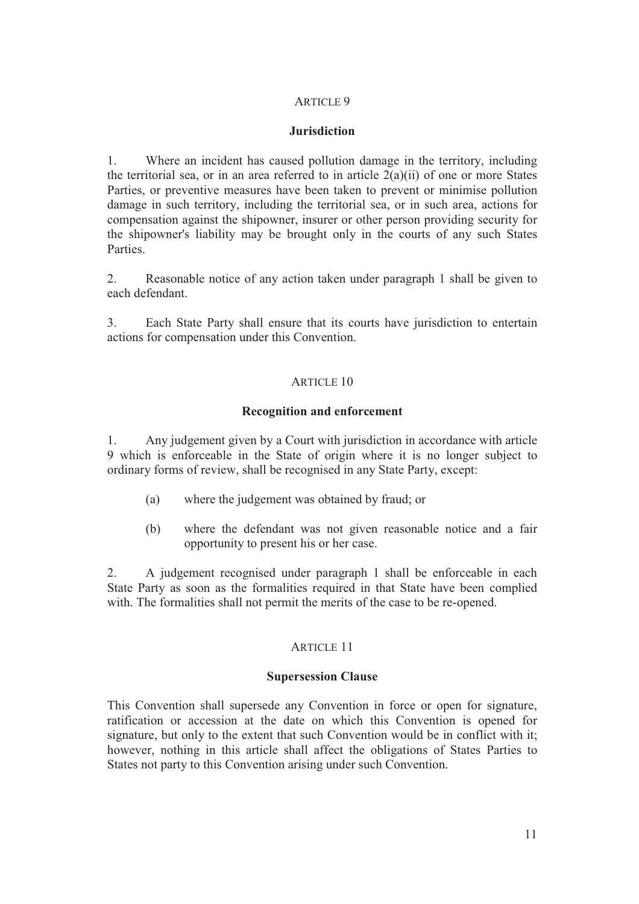## ARTICLE 9

### Jurisdiction

1. Where an incident has caused pollution damage in the territory, including the territorial sea, or in an area referred to in article 2(a)(ii) of one or more States Parties, or preventive measures have been taken to prevent or minimise pollution damage in such territory, including the territorial sea, or in such area, actions for compensation against the shipowner, insurer or other person providing security for the shipowner's liability may be brought only in the courts of any such States Parties.

2. Reasonable notice of any action taken under paragraph 1 shall be given to each defendant.

3. Each State Party shall ensure that its courts have jurisdiction to entertain actions for compensation under this Convention.

## ARTICLE 10

### Recognition and enforcement

1. Any judgement given by a Court with jurisdiction in accordance with article 9 which is enforceable in the State of origin where it is no longer subject to ordinary forms of review, shall be recognised in any State Party, except:

   (a) where the judgement was obtained by fraud; or

   (b) where the defendant was not given reasonable notice and a fair opportunity to present his or her case.

2. A judgement recognised under paragraph 1 shall be enforceable in each State Party as soon as the formalities required in that State have been complied with. The formalities shall not permit the merits of the case to be re-opened.

## ARTICLE 11

### Supersession Clause

This Convention shall supersede any Convention in force or open for signature, ratification or accession at the date on which this Convention is opened for signature, but only to the extent that such Convention would be in conflict with it; however, nothing in this article shall affect the obligations of States Parties to States not party to this Convention arising under such Convention.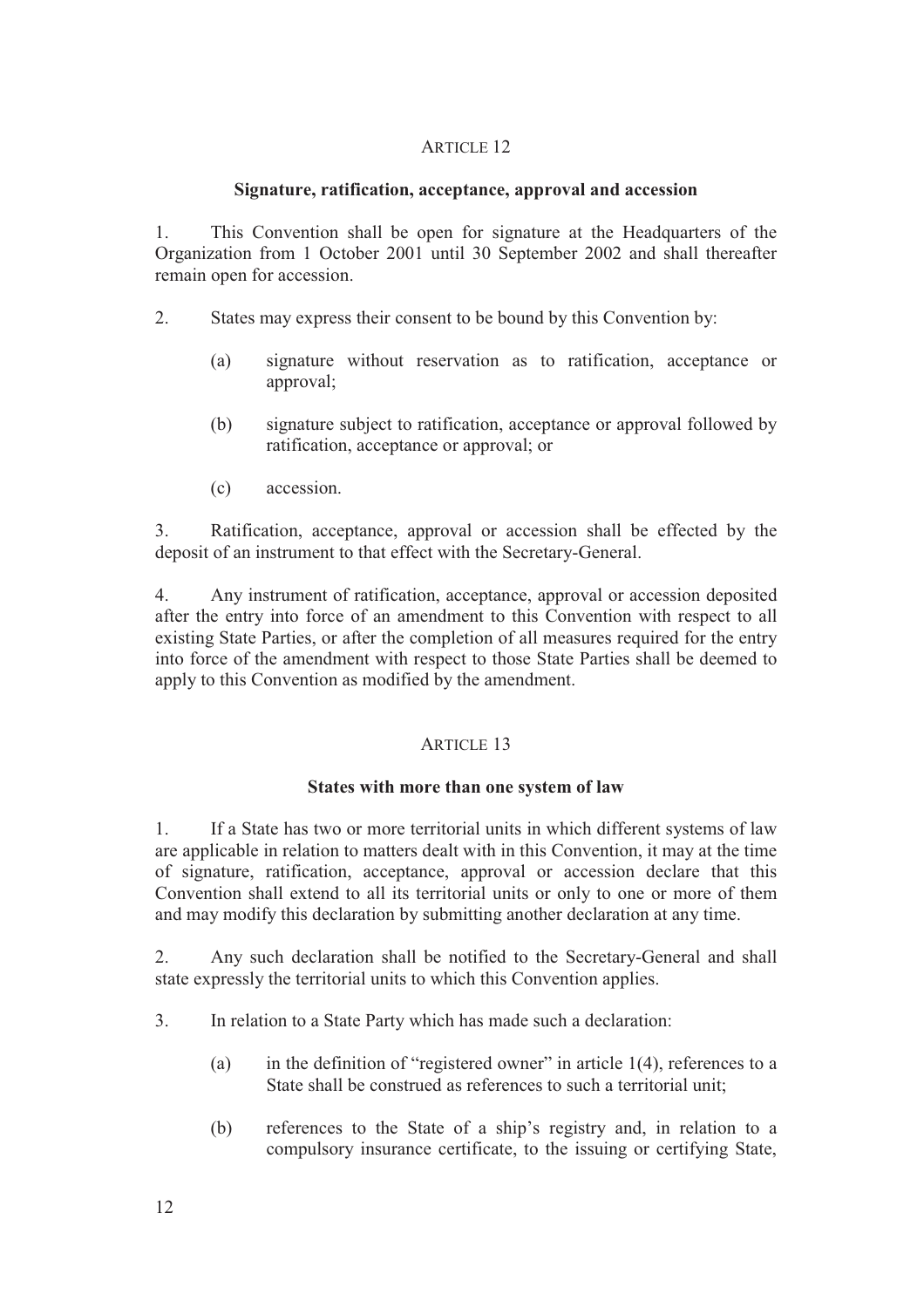## ARTICLE 12

### Signature, ratification, acceptance, approval and accession

1. This Convention shall be open for signature at the Headquarters of the Organization from 1 October 2001 until 30 September 2002 and shall thereafter remain open for accession.

2. States may express their consent to be bound by this Convention by:

   (a) signature without reservation as to ratification, acceptance or approval;

   (b) signature subject to ratification, acceptance or approval followed by ratification, acceptance or approval; or

   (c) accession.

3. Ratification, acceptance, approval or accession shall be effected by the deposit of an instrument to that effect with the Secretary-General.

4. Any instrument of ratification, acceptance, approval or accession deposited after the entry into force of an amendment to this Convention with respect to all existing State Parties, or after the completion of all measures required for the entry into force of the amendment with respect to those State Parties shall be deemed to apply to this Convention as modified by the amendment.

## ARTICLE 13

### States with more than one system of law

1. If a State has two or more territorial units in which different systems of law are applicable in relation to matters dealt with in this Convention, it may at the time of signature, ratification, acceptance, approval or accession declare that this Convention shall extend to all its territorial units or only to one or more of them and may modify this declaration by submitting another declaration at any time.

2. Any such declaration shall be notified to the Secretary-General and shall state expressly the territorial units to which this Convention applies.

3. In relation to a State Party which has made such a declaration:

   (a) in the definition of "registered owner" in article 1(4), references to a State shall be construed as references to such a territorial unit;

   (b) references to the State of a ship's registry and, in relation to a compulsory insurance certificate, to the issuing or certifying State,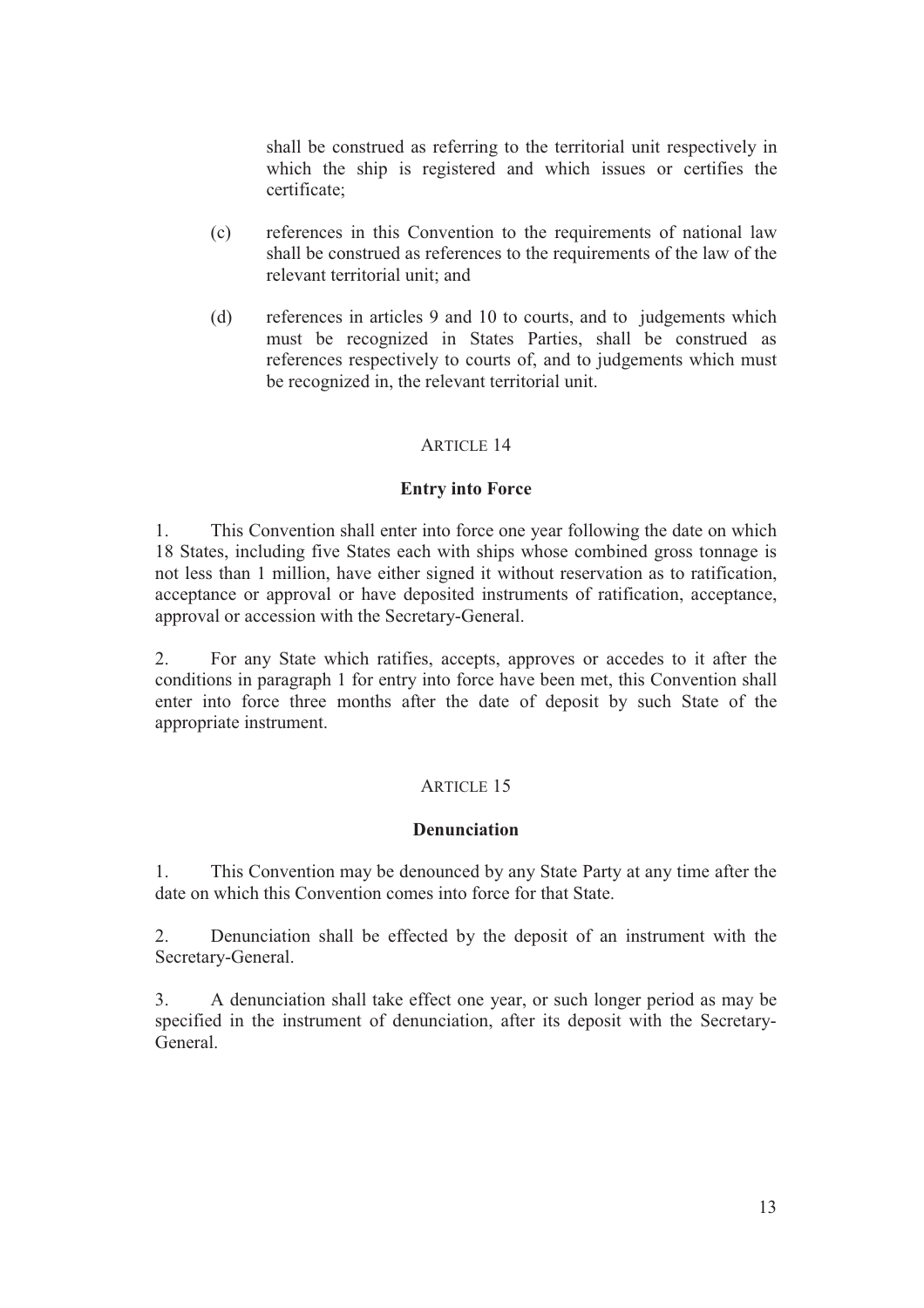shall be construed as referring to the territorial unit respectively in which the ship is registered and which issues or certifies the certificate;

(c) references in this Convention to the requirements of national law shall be construed as references to the requirements of the law of the relevant territorial unit; and

(d) references in articles 9 and 10 to courts, and to judgements which must be recognized in States Parties, shall be construed as references respectively to courts of, and to judgements which must be recognized in, the relevant territorial unit.

ARTICLE 14

**Entry into Force**

1. This Convention shall enter into force one year following the date on which 18 States, including five States each with ships whose combined gross tonnage is not less than 1 million, have either signed it without reservation as to ratification, acceptance or approval or have deposited instruments of ratification, acceptance, approval or accession with the Secretary-General.

2. For any State which ratifies, accepts, approves or accedes to it after the conditions in paragraph 1 for entry into force have been met, this Convention shall enter into force three months after the date of deposit by such State of the appropriate instrument.

ARTICLE 15

**Denunciation**

1. This Convention may be denounced by any State Party at any time after the date on which this Convention comes into force for that State.

2. Denunciation shall be effected by the deposit of an instrument with the Secretary-General.

3. A denunciation shall take effect one year, or such longer period as may be specified in the instrument of denunciation, after its deposit with the Secretary-General.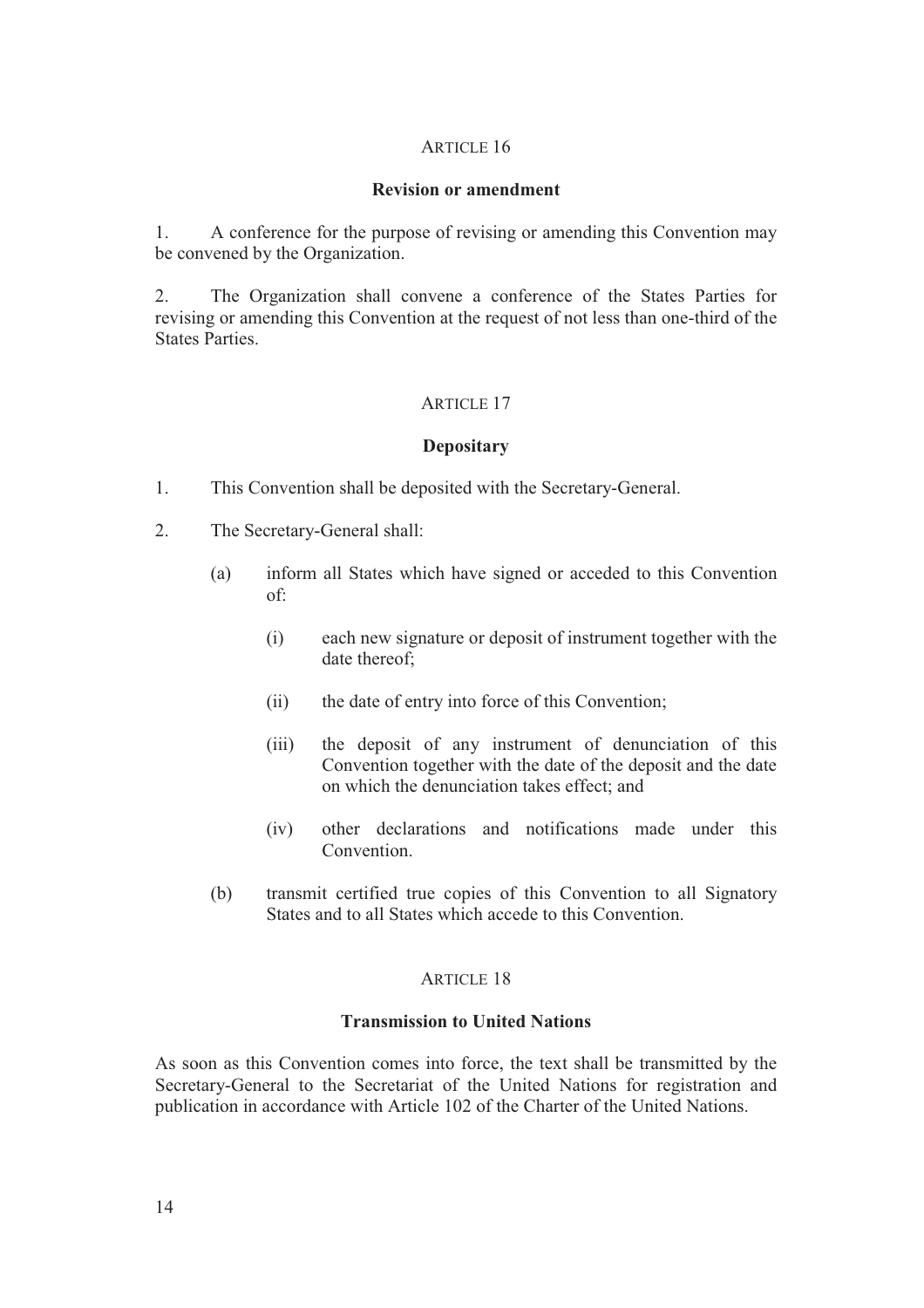## ARTICLE 16

### Revision or amendment

1. A conference for the purpose of revising or amending this Convention may be convened by the Organization.

2. The Organization shall convene a conference of the States Parties for revising or amending this Convention at the request of not less than one-third of the States Parties.

## ARTICLE 17

### Depositary

1. This Convention shall be deposited with the Secretary-General.

2. The Secretary-General shall:

   (a) inform all States which have signed or acceded to this Convention of:

      (i) each new signature or deposit of instrument together with the date thereof;

      (ii) the date of entry into force of this Convention;

      (iii) the deposit of any instrument of denunciation of this Convention together with the date of the deposit and the date on which the denunciation takes effect; and

      (iv) other declarations and notifications made under this Convention.

   (b) transmit certified true copies of this Convention to all Signatory States and to all States which accede to this Convention.

## ARTICLE 18

### Transmission to United Nations

As soon as this Convention comes into force, the text shall be transmitted by the Secretary-General to the Secretariat of the United Nations for registration and publication in accordance with Article 102 of the Charter of the United Nations.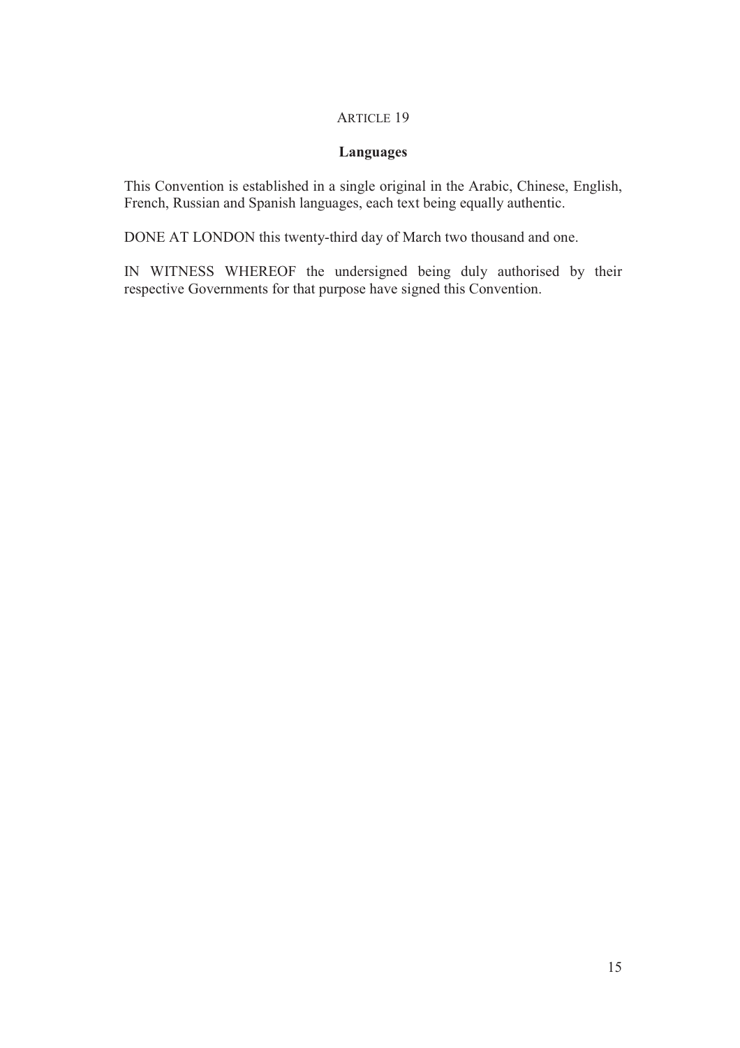## ARTICLE 19

### Languages

This Convention is established in a single original in the Arabic, Chinese, English, French, Russian and Spanish languages, each text being equally authentic.

DONE AT LONDON this twenty-third day of March two thousand and one.

IN WITNESS WHEREOF the undersigned being duly authorised by their respective Governments for that purpose have signed this Convention.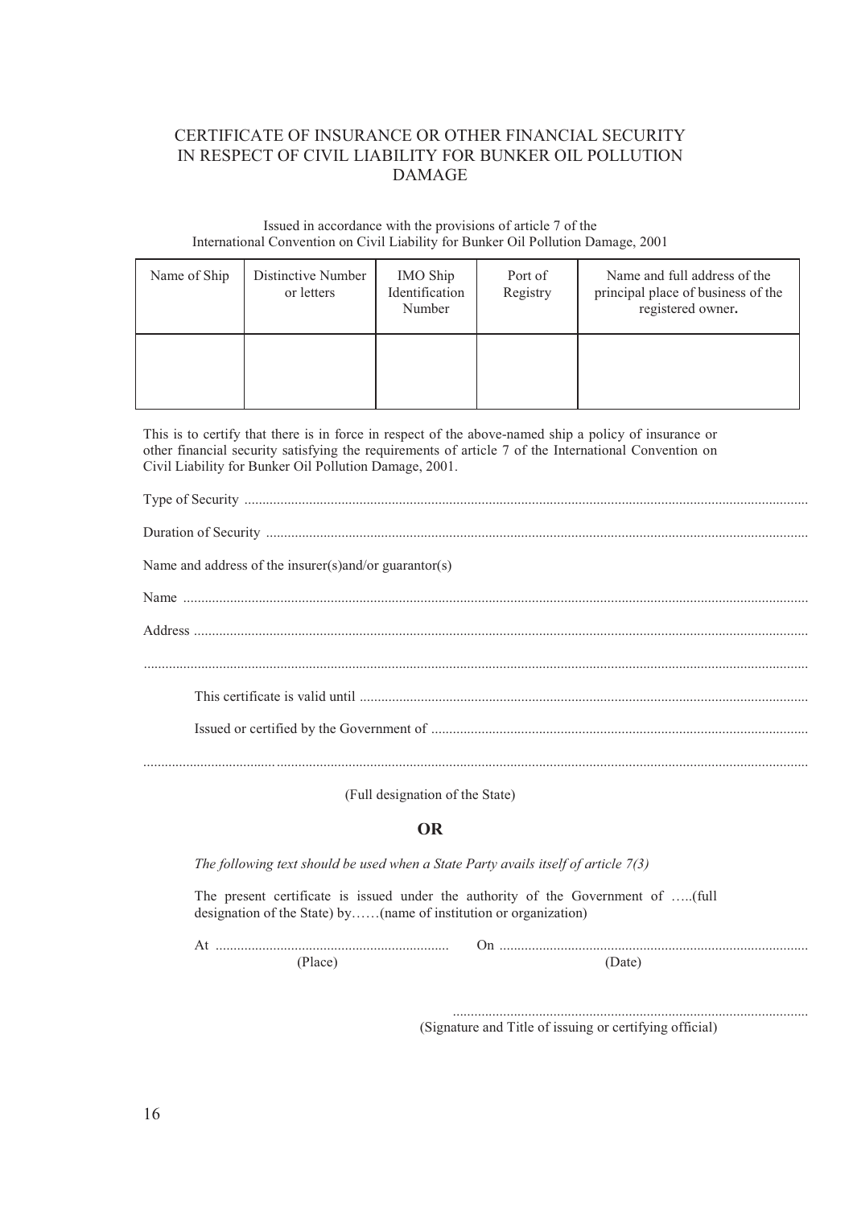# CERTIFICATE OF INSURANCE OR OTHER FINANCIAL SECURITY IN RESPECT OF CIVIL LIABILITY FOR BUNKER OIL POLLUTION DAMAGE

Issued in accordance with the provisions of article 7 of the International Convention on Civil Liability for Bunker Oil Pollution Damage, 2001

| Name of Ship | Distinctive Number or letters | IMO Ship Identification Number | Port of Registry | Name and full address of the principal place of business of the registered owner**.** |
|---|---|---|---|---|
| | | | | |

This is to certify that there is in force in respect of the above-named ship a policy of insurance or other financial security satisfying the requirements of article 7 of the International Convention on Civil Liability for Bunker Oil Pollution Damage, 2001.

Type of Security ..............................................................................................................................................

Duration of Security ..........................................................................................................................................

Name and address of the insurer(s)and/or guarantor(s)

Name ................................................................................................................................................................

Address .............................................................................................................................................................

..........................................................................................................................................................................

This certificate is valid until ..............................................................................................................

Issued or certified by the Government of ...........................................................................................

..........................................................................................................................................................................

(Full designation of the State)

**OR**

*The following text should be used when a State Party avails itself of article 7(3)*

The present certificate is issued under the authority of the Government of …..(full designation of the State) by……(name of institution or organization)

At ................................................................. (Place) On ...................................................................................... (Date)

...................................................................................................

(Signature and Title of issuing or certifying official)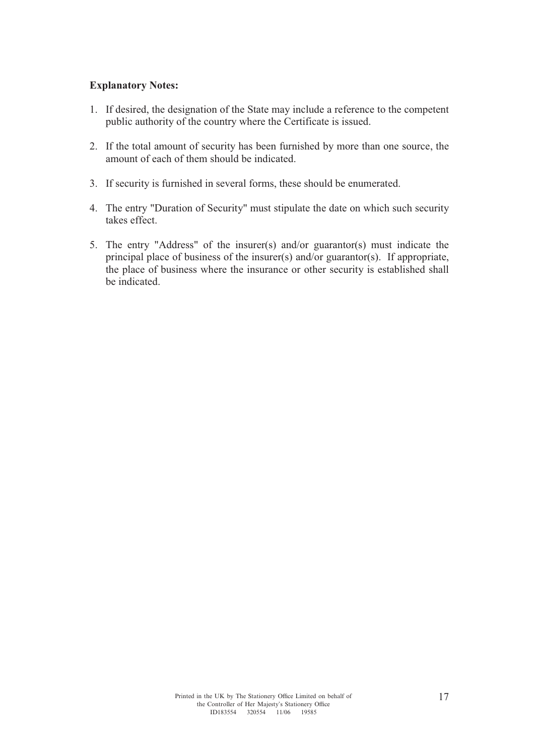**Explanatory Notes:**

1. If desired, the designation of the State may include a reference to the competent public authority of the country where the Certificate is issued.

2. If the total amount of security has been furnished by more than one source, the amount of each of them should be indicated.

3. If security is furnished in several forms, these should be enumerated.

4. The entry "Duration of Security" must stipulate the date on which such security takes effect.

5. The entry "Address" of the insurer(s) and/or guarantor(s) must indicate the principal place of business of the insurer(s) and/or guarantor(s). If appropriate, the place of business where the insurance or other security is established shall be indicated.

Printed in the UK by The Stationery Office Limited on behalf of the Controller of Her Majesty's Stationery Office
ID183554 320554 11/06 19585